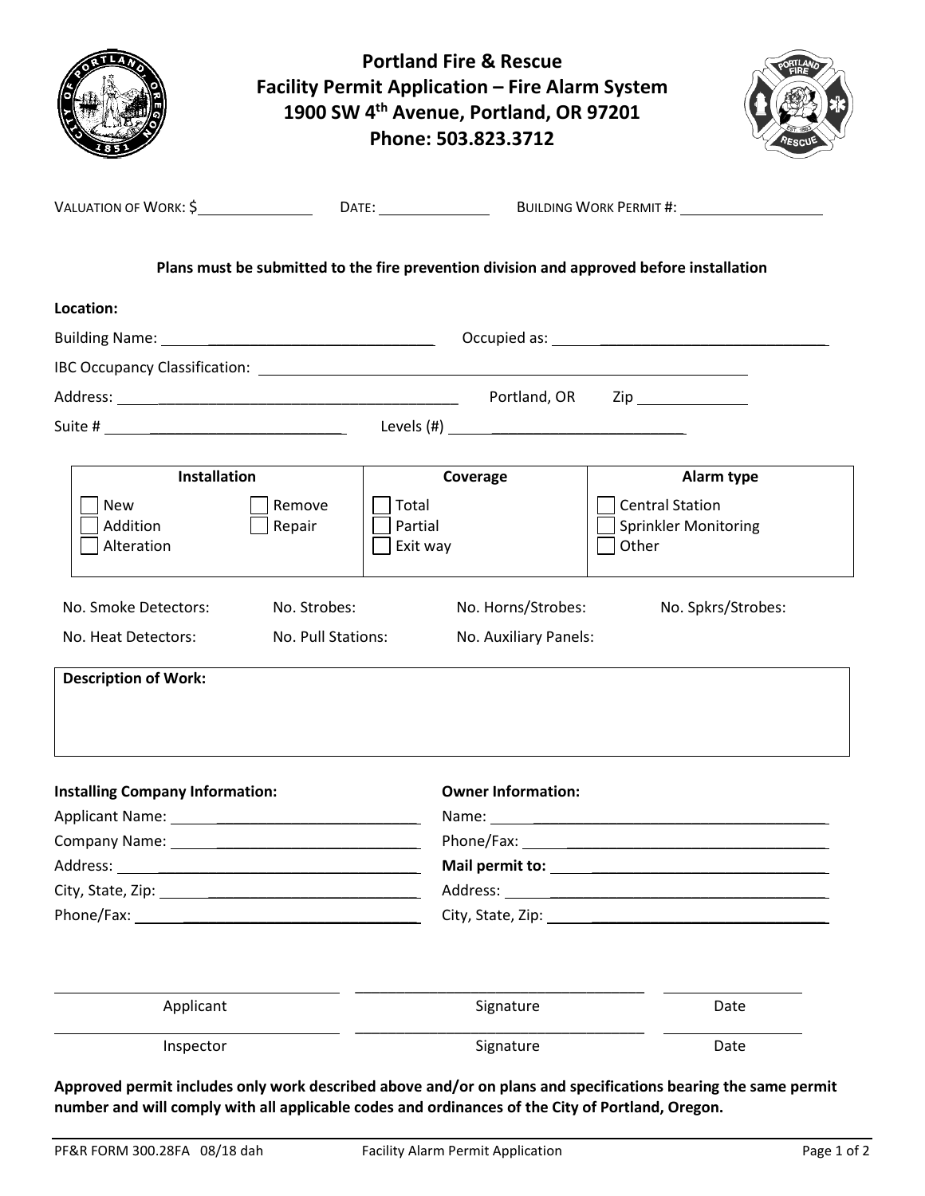# Portland Fire & Rescue
## Facility Permit Application – Fire Alarm System
**1900 SW 4th Avenue, Portland, OR 97201**
**Phone: 503.823.3712**

VALUATION OF WORK: $__________ DATE: __________ BUILDING WORK PERMIT #: __________

**Plans must be submitted to the fire prevention division and approved before installation**

**Location:**

Building Name: ______________________ Occupied as: ______________________

IBC Occupancy Classification: ______________________

Address: ______________________ Portland, OR Zip __________

Suite # ______________________ Levels (#) ______________________

| Installation | | Coverage | Alarm type |
|---|---|---|---|
| ☐ New | ☐ Remove | ☐ Total | ☐ Central Station |
| ☐ Addition | ☐ Repair | ☐ Partial | ☐ Sprinkler Monitoring |
| ☐ Alteration | | ☐ Exit way | ☐ Other |

No. Smoke Detectors: No. Strobes: No. Horns/Strobes: No. Spkrs/Strobes:

No. Heat Detectors: No. Pull Stations: No. Auxiliary Panels:

**Description of Work:**

**Installing Company Information:**

Applicant Name: ______________________

Company Name: ______________________

Address: ______________________

City, State, Zip: ______________________

Phone/Fax: ______________________

**Owner Information:**

Name: ______________________

Phone/Fax: ______________________

**Mail permit to:** ______________________

Address: ______________________

City, State, Zip: ______________________

| Applicant | Signature | Date |
|---|---|---|
| Inspector | Signature | Date |

**Approved permit includes only work described above and/or on plans and specifications bearing the same permit number and will comply with all applicable codes and ordinances of the City of Portland, Oregon.**

PF&R FORM 300.28FA 08/18 dah Facility Alarm Permit Application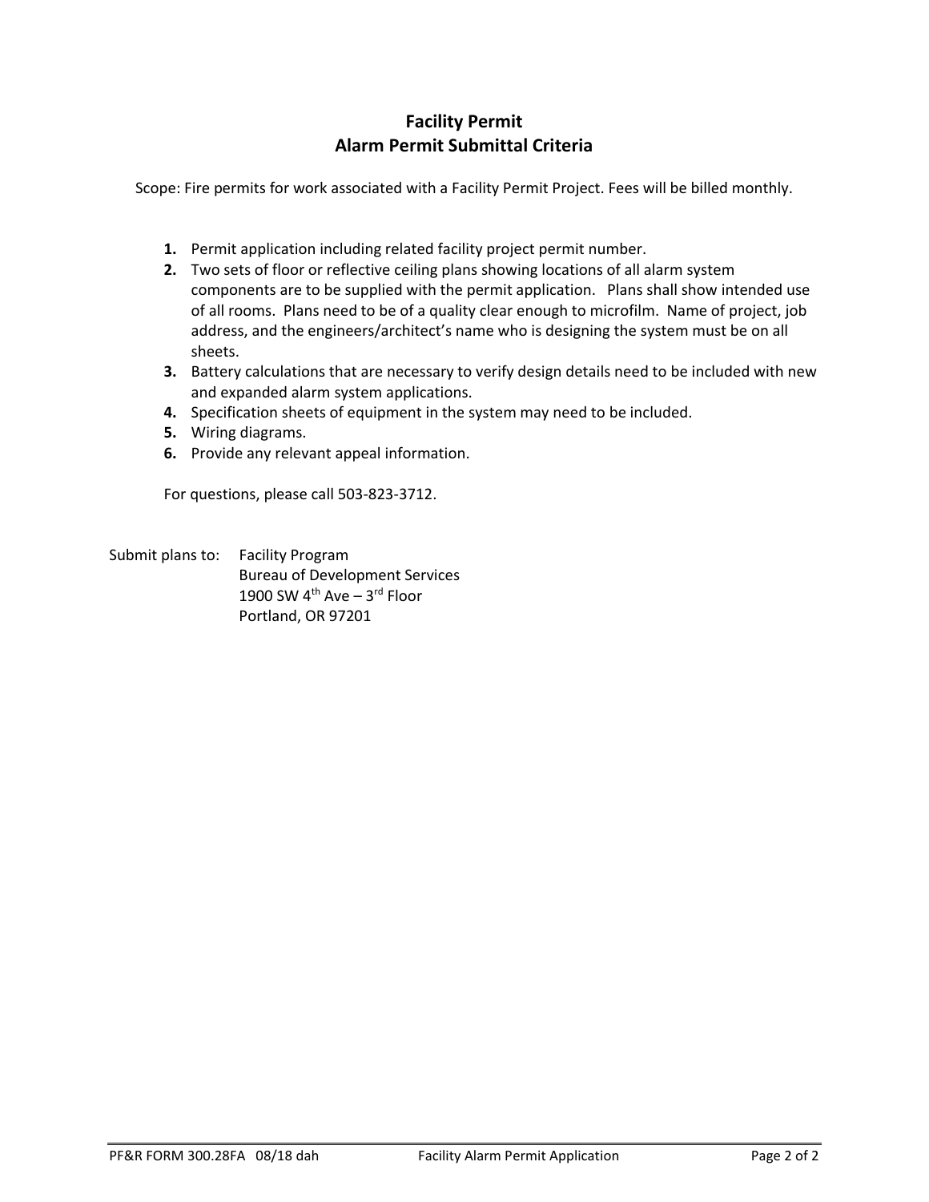# Facility Permit
## Alarm Permit Submittal Criteria

Scope: Fire permits for work associated with a Facility Permit Project. Fees will be billed monthly.

1. Permit application including related facility project permit number.
2. Two sets of floor or reflective ceiling plans showing locations of all alarm system components are to be supplied with the permit application. Plans shall show intended use of all rooms. Plans need to be of a quality clear enough to microfilm. Name of project, job address, and the engineers/architect's name who is designing the system must be on all sheets.
3. Battery calculations that are necessary to verify design details need to be included with new and expanded alarm system applications.
4. Specification sheets of equipment in the system may need to be included.
5. Wiring diagrams.
6. Provide any relevant appeal information.

For questions, please call 503-823-3712.

Submit plans to: Facility Program
Bureau of Development Services
1900 SW 4th Ave – 3rd Floor
Portland, OR 97201